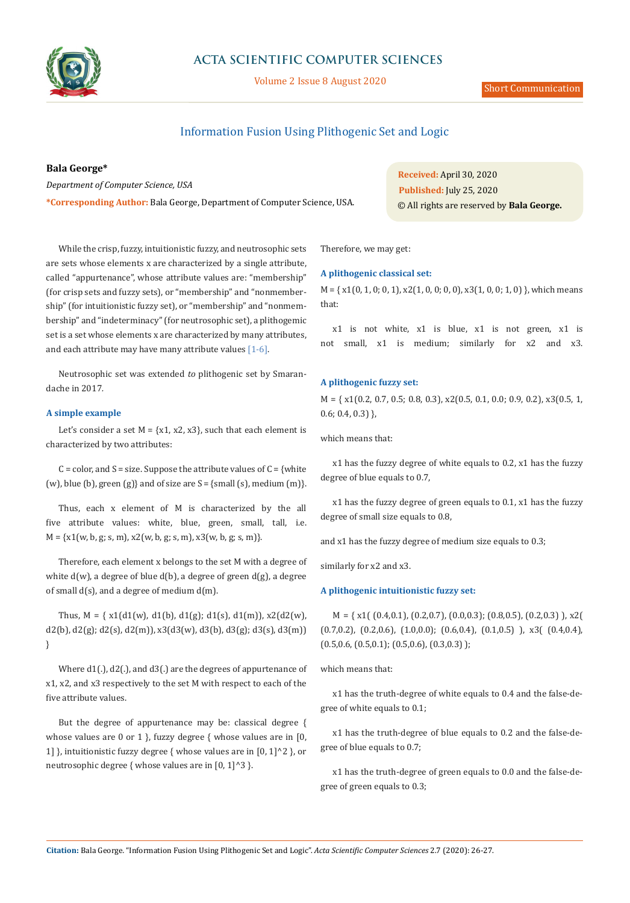# Information Fusion Using Plithogenic Set and Logic

**Bala George***

*Department of Computer Science, USA*

***Corresponding Author:** Bala George, Department of Computer Science, USA.

**Received:** April 30, 2020
**Published:** July 25, 2020
© All rights are reserved by **Bala George.**

While the crisp, fuzzy, intuitionistic fuzzy, and neutrosophic sets are sets whose elements x are characterized by a single attribute, called "appurtenance", whose attribute values are: "membership" (for crisp sets and fuzzy sets), or "membership" and "nonmembership" (for intuitionistic fuzzy set), or "membership" and "nonmembership" and "indeterminacy" (for neutrosophic set), a plithogemic set is a set whose elements x are characterized by many attributes, and each attribute may have many attribute values [1-6].

Neutrosophic set was extended *to* plithogenic set by Smarandache in 2017.

### A simple example

Let's consider a set M = {x1, x2, x3}, such that each element is characterized by two attributes:

C = color, and S = size. Suppose the attribute values of C = {white (w), blue (b), green (g)} and of size are S = {small (s), medium (m)}.

Thus, each x element of M is characterized by the all five attribute values: white, blue, green, small, tall, i.e. M = {x1(w, b, g; s, m), x2(w, b, g; s, m), x3(w, b, g; s, m)}.

Therefore, each element x belongs to the set M with a degree of white d(w), a degree of blue d(b), a degree of green d(g), a degree of small d(s), and a degree of medium d(m).

Thus, M = { x1(d1(w), d1(b), d1(g); d1(s), d1(m)), x2(d2(w), d2(b), d2(g); d2(s), d2(m)), x3(d3(w), d3(b), d3(g); d3(s), d3(m)) }

Where d1(.), d2(.), and d3(.) are the degrees of appurtenance of x1, x2, and x3 respectively to the set M with respect to each of the five attribute values.

But the degree of appurtenance may be: classical degree { whose values are 0 or 1 }, fuzzy degree { whose values are in [0, 1] }, intuitionistic fuzzy degree { whose values are in [0, 1]^2 }, or neutrosophic degree { whose values are in [0, 1]^3 }.

Therefore, we may get:

### A plithogenic classical set:

M = { x1(0, 1, 0; 0, 1), x2(1, 0, 0; 0, 0), x3(1, 0, 0; 1, 0) }, which means that:

x1 is not white, x1 is blue, x1 is not green, x1 is not small, x1 is medium; similarly for x2 and x3.

### A plithogenic fuzzy set:

M = { x1(0.2, 0.7, 0.5; 0.8, 0.3), x2(0.5, 0.1, 0.0; 0.9, 0.2), x3(0.5, 1, 0.6; 0.4, 0.3) },

which means that:

x1 has the fuzzy degree of white equals to 0.2, x1 has the fuzzy degree of blue equals to 0.7,

x1 has the fuzzy degree of green equals to 0.1, x1 has the fuzzy degree of small size equals to 0.8,

and x1 has the fuzzy degree of medium size equals to 0.3;

similarly for x2 and x3.

### A plithogenic intuitionistic fuzzy set:

M = { x1( (0.4,0.1), (0.2,0.7), (0.0,0.3); (0.8,0.5), (0.2,0.3) ), x2( (0.7,0.2), (0.2,0.6), (1.0,0.0); (0.6,0.4), (0.1,0.5) ), x3( (0.4,0.4), (0.5,0.6), (0.5,0.1); (0.5,0.6), (0.3,0.3) );

which means that:

x1 has the truth-degree of white equals to 0.4 and the false-degree of white equals to 0.1;

x1 has the truth-degree of blue equals to 0.2 and the false-degree of blue equals to 0.7;

x1 has the truth-degree of green equals to 0.0 and the false-degree of green equals to 0.3;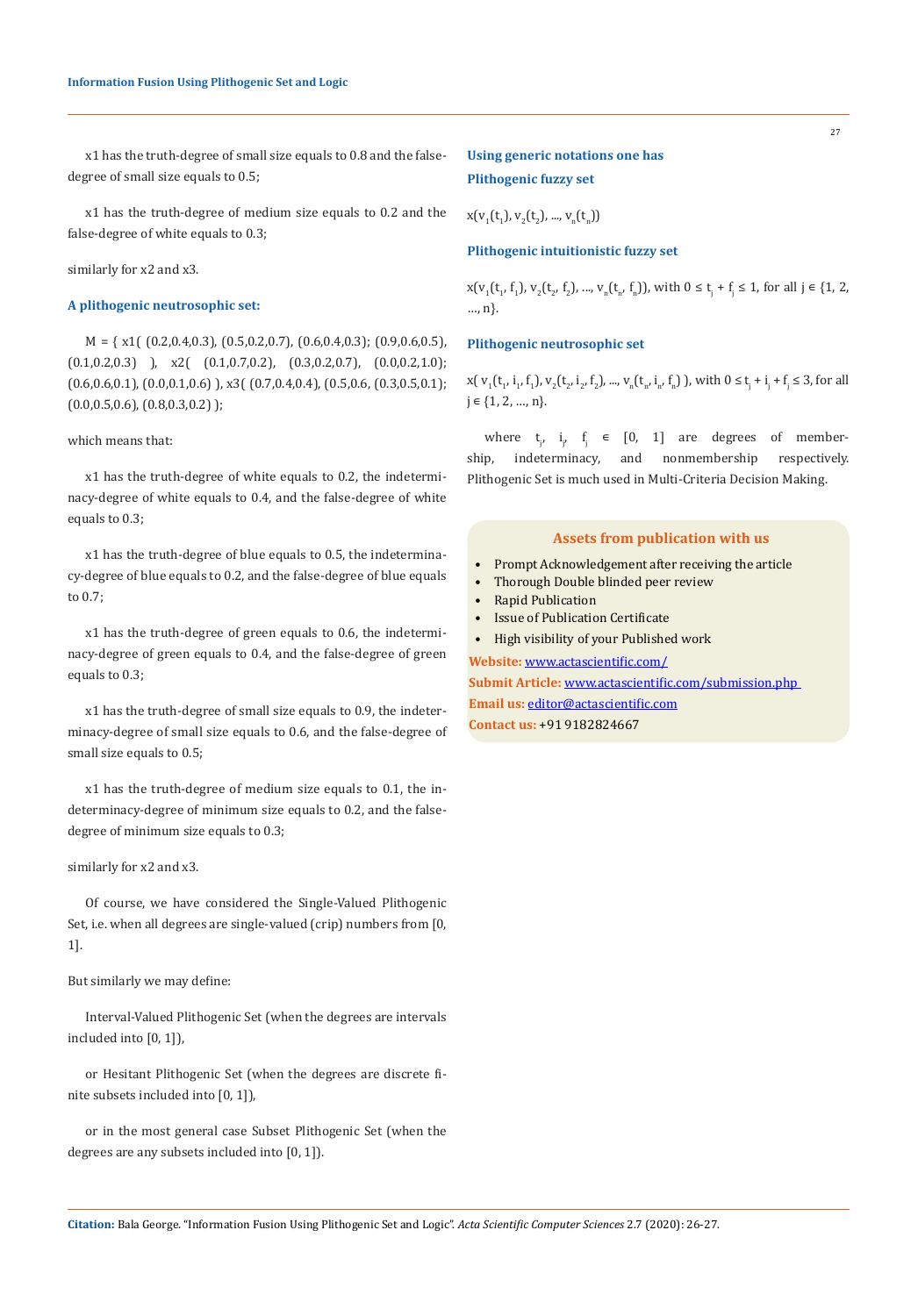x1 has the truth-degree of small size equals to 0.8 and the false-degree of small size equals to 0.5;

x1 has the truth-degree of medium size equals to 0.2 and the false-degree of white equals to 0.3;

similarly for x2 and x3.

### A plithogenic neutrosophic set:

M = { x1( (0.2,0.4,0.3), (0.5,0.2,0.7), (0.6,0.4,0.3); (0.9,0.6,0.5), (0.1,0.2,0.3) ), x2( (0.1,0.7,0.2), (0.3,0.2,0.7), (0.0,0.2,1.0); (0.6,0.6,0.1), (0.0,0.1,0.6) ), x3( (0.7,0.4,0.4), (0.5,0.6, (0.3,0.5,0.1); (0.0,0.5,0.6), (0.8,0.3,0.2) );

which means that:

x1 has the truth-degree of white equals to 0.2, the indeterminacy-degree of white equals to 0.4, and the false-degree of white equals to 0.3;

x1 has the truth-degree of blue equals to 0.5, the indeterminacy-degree of blue equals to 0.2, and the false-degree of blue equals to 0.7;

x1 has the truth-degree of green equals to 0.6, the indeterminacy-degree of green equals to 0.4, and the false-degree of green equals to 0.3;

x1 has the truth-degree of small size equals to 0.9, the indeterminacy-degree of small size equals to 0.6, and the false-degree of small size equals to 0.5;

x1 has the truth-degree of medium size equals to 0.1, the indeterminacy-degree of minimum size equals to 0.2, and the false-degree of minimum size equals to 0.3;

similarly for x2 and x3.

Of course, we have considered the Single-Valued Plithogenic Set, i.e. when all degrees are single-valued (crip) numbers from [0, 1].

But similarly we may define:

Interval-Valued Plithogenic Set (when the degrees are intervals included into [0, 1]),

or Hesitant Plithogenic Set (when the degrees are discrete finite subsets included into [0, 1]),

or in the most general case Subset Plithogenic Set (when the degrees are any subsets included into [0, 1]).

### Using generic notations one has

### Plithogenic fuzzy set

$x(v_1(t_1), v_2(t_2), ..., v_n(t_n))$

### Plithogenic intuitionistic fuzzy set

$x(v_1(t_1, f_1), v_2(t_2, f_2), ..., v_n(t_n, f_n))$, with $0 \le t_j + f_j \le 1$, for all $j \in \{1, 2, ..., n\}$.

### Plithogenic neutrosophic set

$x( v_1(t_1, i_1, f_1), v_2(t_2, i_2, f_2), ..., v_n(t_n, i_n, f_n) )$, with $0 \le t_j + i_j + f_j \le 3$, for all $j \in \{1, 2, ..., n\}$.

where $t_j$, $i_j$, $f_j \in [0, 1]$ are degrees of membership, indeterminacy, and nonmembership respectively. Plithogenic Set is much used in Multi-Criteria Decision Making.

**Assets from publication with us**

- Prompt Acknowledgement after receiving the article
- Thorough Double blinded peer review
- Rapid Publication
- Issue of Publication Certificate
- High visibility of your Published work

**Website:** www.actascientific.com/

**Submit Article:** www.actascientific.com/submission.php

**Email us:** editor@actascientific.com

**Contact us:** +91 9182824667